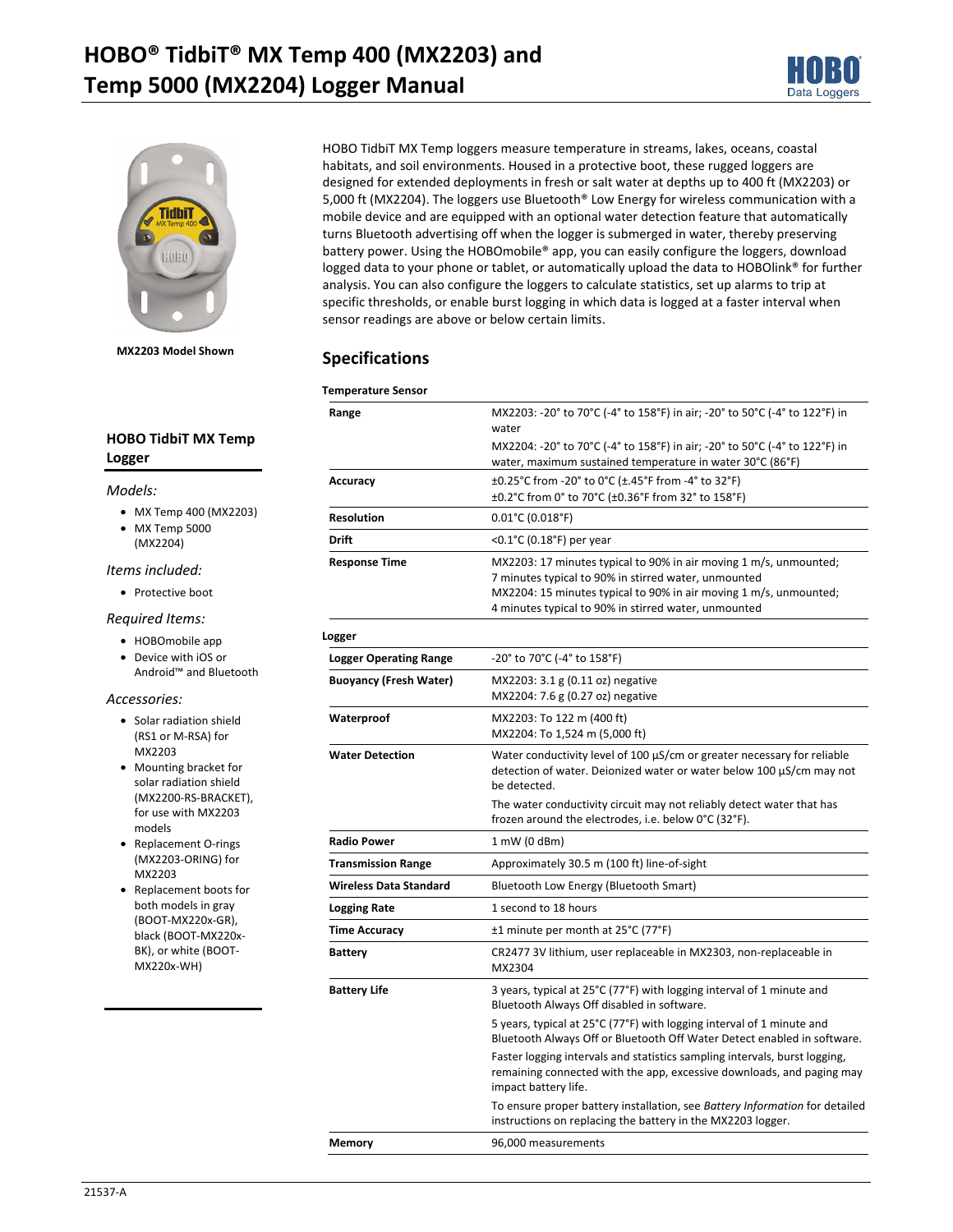// Page 1 of 10 — HOBO TidbiT MX Temp logger manual
# HOBO® TidbiT® MX Temp 400 (MX2203) and Temp 5000 (MX2204) Logger Manual

MX2203 Model Shown

## HOBO TidbiT MX Temp Logger

*Models:*

- MX Temp 400 (MX2203)
- MX Temp 5000 (MX2204)

*Items included:*

- Protective boot

*Required Items:*

- HOBOmobile app
- Device with iOS or Android™ and Bluetooth

*Accessories:*

- Solar radiation shield (RS1 or M-RSA) for MX2203
- Mounting bracket for solar radiation shield (MX2200-RS-BRACKET), for use with MX2203 models
- Replacement O-rings (MX2203-ORING) for MX2203
- Replacement boots for both models in gray (BOOT-MX220x-GR), black (BOOT-MX220x-BK), or white (BOOT-MX220x-WH)

HOBO TidbiT MX Temp loggers measure temperature in streams, lakes, oceans, coastal habitats, and soil environments. Housed in a protective boot, these rugged loggers are designed for extended deployments in fresh or salt water at depths up to 400 ft (MX2203) or 5,000 ft (MX2204). The loggers use Bluetooth® Low Energy for wireless communication with a mobile device and are equipped with an optional water detection feature that automatically turns Bluetooth advertising off when the logger is submerged in water, thereby preserving battery power. Using the HOBOmobile® app, you can easily configure the loggers, download logged data to your phone or tablet, or automatically upload the data to HOBOlink® for further analysis. You can also configure the loggers to calculate statistics, set up alarms to trip at specific thresholds, or enable burst logging in which data is logged at a faster interval when sensor readings are above or below certain limits.

## Specifications

| Temperature Sensor | |
|---|---|
| **Range** | MX2203: -20° to 70°C (-4° to 158°F) in air; -20° to 50°C (-4° to 122°F) in water<br>MX2204: -20° to 70°C (-4° to 158°F) in air; -20° to 50°C (-4° to 122°F) in water, maximum sustained temperature in water 30°C (86°F) |
| **Accuracy** | ±0.25°C from -20° to 0°C (±.45°F from -4° to 32°F)<br>±0.2°C from 0° to 70°C (±0.36°F from 32° to 158°F) |
| **Resolution** | 0.01°C (0.018°F) |
| **Drift** | <0.1°C (0.18°F) per year |
| **Response Time** | MX2203: 17 minutes typical to 90% in air moving 1 m/s, unmounted; 7 minutes typical to 90% in stirred water, unmounted<br>MX2204: 15 minutes typical to 90% in air moving 1 m/s, unmounted; 4 minutes typical to 90% in stirred water, unmounted |

| Logger | |
|---|---|
| **Logger Operating Range** | -20° to 70°C (-4° to 158°F) |
| **Buoyancy (Fresh Water)** | MX2203: 3.1 g (0.11 oz) negative<br>MX2204: 7.6 g (0.27 oz) negative |
| **Waterproof** | MX2203: To 122 m (400 ft)<br>MX2204: To 1,524 m (5,000 ft) |
| **Water Detection** | Water conductivity level of 100 µS/cm or greater necessary for reliable detection of water. Deionized water or water below 100 µS/cm may not be detected.<br>The water conductivity circuit may not reliably detect water that has frozen around the electrodes, i.e. below 0°C (32°F). |
| **Radio Power** | 1 mW (0 dBm) |
| **Transmission Range** | Approximately 30.5 m (100 ft) line-of-sight |
| **Wireless Data Standard** | Bluetooth Low Energy (Bluetooth Smart) |
| **Logging Rate** | 1 second to 18 hours |
| **Time Accuracy** | ±1 minute per month at 25°C (77°F) |
| **Battery** | CR2477 3V lithium, user replaceable in MX2303, non-replaceable in MX2304 |
| **Battery Life** | 3 years, typical at 25°C (77°F) with logging interval of 1 minute and Bluetooth Always Off disabled in software.<br>5 years, typical at 25°C (77°F) with logging interval of 1 minute and Bluetooth Always Off or Bluetooth Off Water Detect enabled in software.<br>Faster logging intervals and statistics sampling intervals, burst logging, remaining connected with the app, excessive downloads, and paging may impact battery life.<br>To ensure proper battery installation, see *Battery Information* for detailed instructions on replacing the battery in the MX2203 logger. |
| **Memory** | 96,000 measurements |

21537-A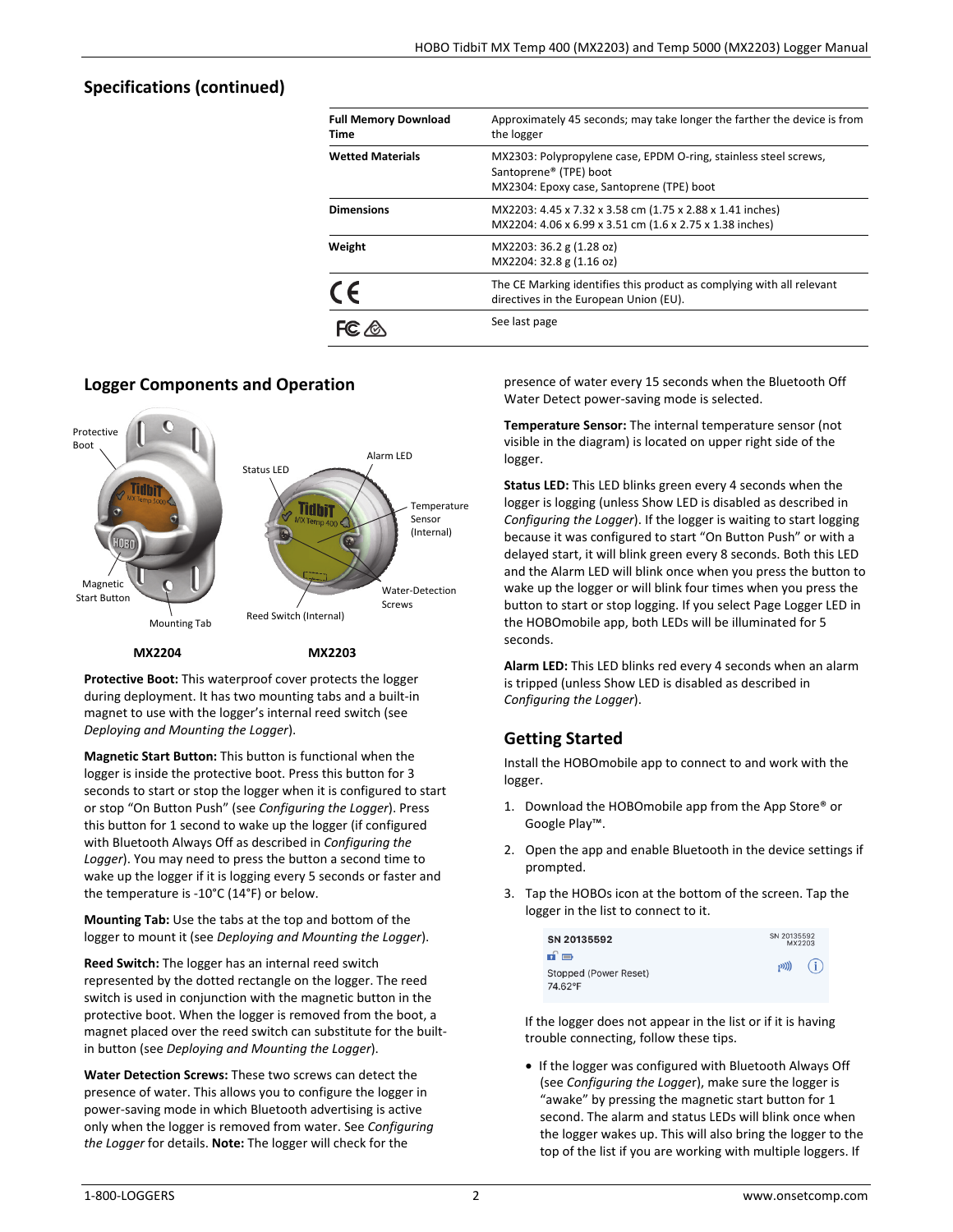## Specifications (continued)

| | |
|---|---|
| **Full Memory Download Time** | Approximately 45 seconds; may take longer the farther the device is from the logger |
| **Wetted Materials** | MX2303: Polypropylene case, EPDM O-ring, stainless steel screws, Santoprene® (TPE) boot<br>MX2304: Epoxy case, Santoprene (TPE) boot |
| **Dimensions** | MX2203: 4.45 x 7.32 x 3.58 cm (1.75 x 2.88 x 1.41 inches)<br>MX2204: 4.06 x 6.99 x 3.51 cm (1.6 x 2.75 x 1.38 inches) |
| **Weight** | MX2203: 36.2 g (1.28 oz)<br>MX2204: 32.8 g (1.16 oz) |
| CE | The CE Marking identifies this product as complying with all relevant directives in the European Union (EU). |
| FC | See last page |

## Logger Components and Operation

Protective Boot | Magnetic Start Button | Mounting Tab | Status LED | Alarm LED | Temperature Sensor (Internal) | Water-Detection Screws | Reed Switch (Internal)

**MX2204** **MX2203**

**Protective Boot:** This waterproof cover protects the logger during deployment. It has two mounting tabs and a built-in magnet to use with the logger's internal reed switch (see *Deploying and Mounting the Logger*).

**Magnetic Start Button:** This button is functional when the logger is inside the protective boot. Press this button for 3 seconds to start or stop the logger when it is configured to start or stop "On Button Push" (see *Configuring the Logger*). Press this button for 1 second to wake up the logger (if configured with Bluetooth Always Off as described in *Configuring the Logger*). You may need to press the button a second time to wake up the logger if it is logging every 5 seconds or faster and the temperature is -10°C (14°F) or below.

**Mounting Tab:** Use the tabs at the top and bottom of the logger to mount it (see *Deploying and Mounting the Logger*).

**Reed Switch:** The logger has an internal reed switch represented by the dotted rectangle on the logger. The reed switch is used in conjunction with the magnetic button in the protective boot. When the logger is removed from the boot, a magnet placed over the reed switch can substitute for the built-in button (see *Deploying and Mounting the Logger*).

**Water Detection Screws:** These two screws can detect the presence of water. This allows you to configure the logger in power-saving mode in which Bluetooth advertising is active only when the logger is removed from water. See *Configuring the Logger* for details. **Note:** The logger will check for the presence of water every 15 seconds when the Bluetooth Off Water Detect power-saving mode is selected.

**Temperature Sensor:** The internal temperature sensor (not visible in the diagram) is located on upper right side of the logger.

**Status LED:** This LED blinks green every 4 seconds when the logger is logging (unless Show LED is disabled as described in *Configuring the Logger*). If the logger is waiting to start logging because it was configured to start "On Button Push" or with a delayed start, it will blink green every 8 seconds. Both this LED and the Alarm LED will blink once when you press the button to wake up the logger or will blink four times when you press the button to start or stop logging. If you select Page Logger LED in the HOBOmobile app, both LEDs will be illuminated for 5 seconds.

**Alarm LED:** This LED blinks red every 4 seconds when an alarm is tripped (unless Show LED is disabled as described in *Configuring the Logger*).

## Getting Started

Install the HOBOmobile app to connect to and work with the logger.

1. Download the HOBOmobile app from the App Store® or Google Play™.
2. Open the app and enable Bluetooth in the device settings if prompted.
3. Tap the HOBOs icon at the bottom of the screen. Tap the logger in the list to connect to it.

SN 20135592
Stopped (Power Reset)
74.62°F
SN 20135592 MX2203

If the logger does not appear in the list or if it is having trouble connecting, follow these tips.

- If the logger was configured with Bluetooth Always Off (see *Configuring the Logger*), make sure the logger is "awake" by pressing the magnetic start button for 1 second. The alarm and status LEDs will blink once when the logger wakes up. This will also bring the logger to the top of the list if you are working with multiple loggers. If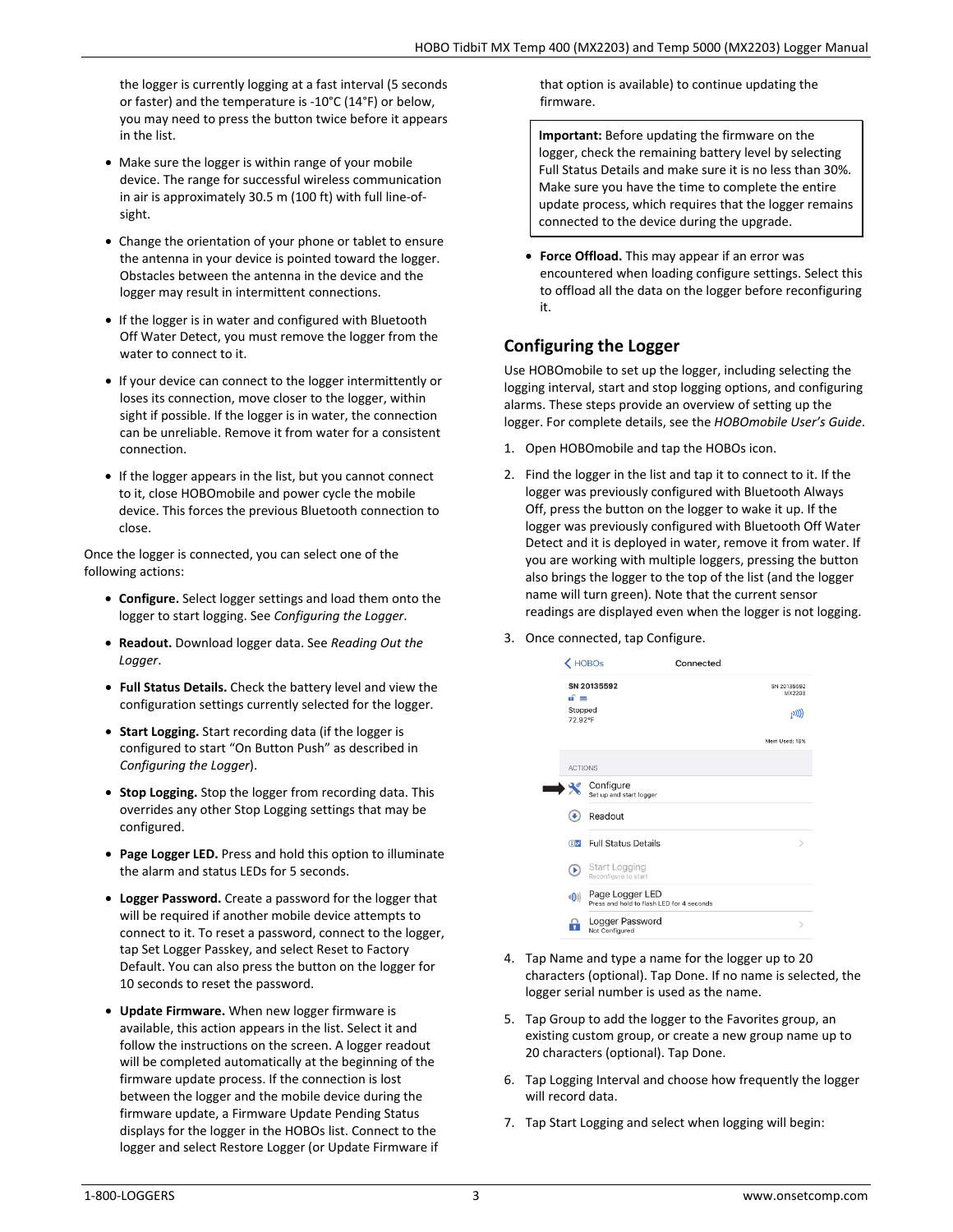the logger is currently logging at a fast interval (5 seconds or faster) and the temperature is -10°C (14°F) or below, you may need to press the button twice before it appears in the list.

- Make sure the logger is within range of your mobile device. The range for successful wireless communication in air is approximately 30.5 m (100 ft) with full line-of-sight.
- Change the orientation of your phone or tablet to ensure the antenna in your device is pointed toward the logger. Obstacles between the antenna in the device and the logger may result in intermittent connections.
- If the logger is in water and configured with Bluetooth Off Water Detect, you must remove the logger from the water to connect to it.
- If your device can connect to the logger intermittently or loses its connection, move closer to the logger, within sight if possible. If the logger is in water, the connection can be unreliable. Remove it from water for a consistent connection.
- If the logger appears in the list, but you cannot connect to it, close HOBOmobile and power cycle the mobile device. This forces the previous Bluetooth connection to close.

Once the logger is connected, you can select one of the following actions:

- **Configure.** Select logger settings and load them onto the logger to start logging. See *Configuring the Logger*.
- **Readout.** Download logger data. See *Reading Out the Logger*.
- **Full Status Details.** Check the battery level and view the configuration settings currently selected for the logger.
- **Start Logging.** Start recording data (if the logger is configured to start "On Button Push" as described in *Configuring the Logger*).
- **Stop Logging.** Stop the logger from recording data. This overrides any other Stop Logging settings that may be configured.
- **Page Logger LED.** Press and hold this option to illuminate the alarm and status LEDs for 5 seconds.
- **Logger Password.** Create a password for the logger that will be required if another mobile device attempts to connect to it. To reset a password, connect to the logger, tap Set Logger Passkey, and select Reset to Factory Default. You can also press the button on the logger for 10 seconds to reset the password.
- **Update Firmware.** When new logger firmware is available, this action appears in the list. Select it and follow the instructions on the screen. A logger readout will be completed automatically at the beginning of the firmware update process. If the connection is lost between the logger and the mobile device during the firmware update, a Firmware Update Pending Status displays for the logger in the HOBOs list. Connect to the logger and select Restore Logger (or Update Firmware if that option is available) to continue updating the firmware.

> **Important:** Before updating the firmware on the logger, check the remaining battery level by selecting Full Status Details and make sure it is no less than 30%. Make sure you have the time to complete the entire update process, which requires that the logger remains connected to the device during the upgrade.

- **Force Offload.** This may appear if an error was encountered when loading configure settings. Select this to offload all the data on the logger before reconfiguring it.

## Configuring the Logger

Use HOBOmobile to set up the logger, including selecting the logging interval, start and stop logging options, and configuring alarms. These steps provide an overview of setting up the logger. For complete details, see the *HOBOmobile User's Guide*.

1. Open HOBOmobile and tap the HOBOs icon.
2. Find the logger in the list and tap it to connect to it. If the logger was previously configured with Bluetooth Always Off, press the button on the logger to wake it up. If the logger was previously configured with Bluetooth Off Water Detect and it is deployed in water, remove it from water. If you are working with multiple loggers, pressing the button also brings the logger to the top of the list (and the logger name will turn green). Note that the current sensor readings are displayed even when the logger is not logging.
3. Once connected, tap Configure.
4. Tap Name and type a name for the logger up to 20 characters (optional). Tap Done. If no name is selected, the logger serial number is used as the name.
5. Tap Group to add the logger to the Favorites group, an existing custom group, or create a new group name up to 20 characters (optional). Tap Done.
6. Tap Logging Interval and choose how frequently the logger will record data.
7. Tap Start Logging and select when logging will begin: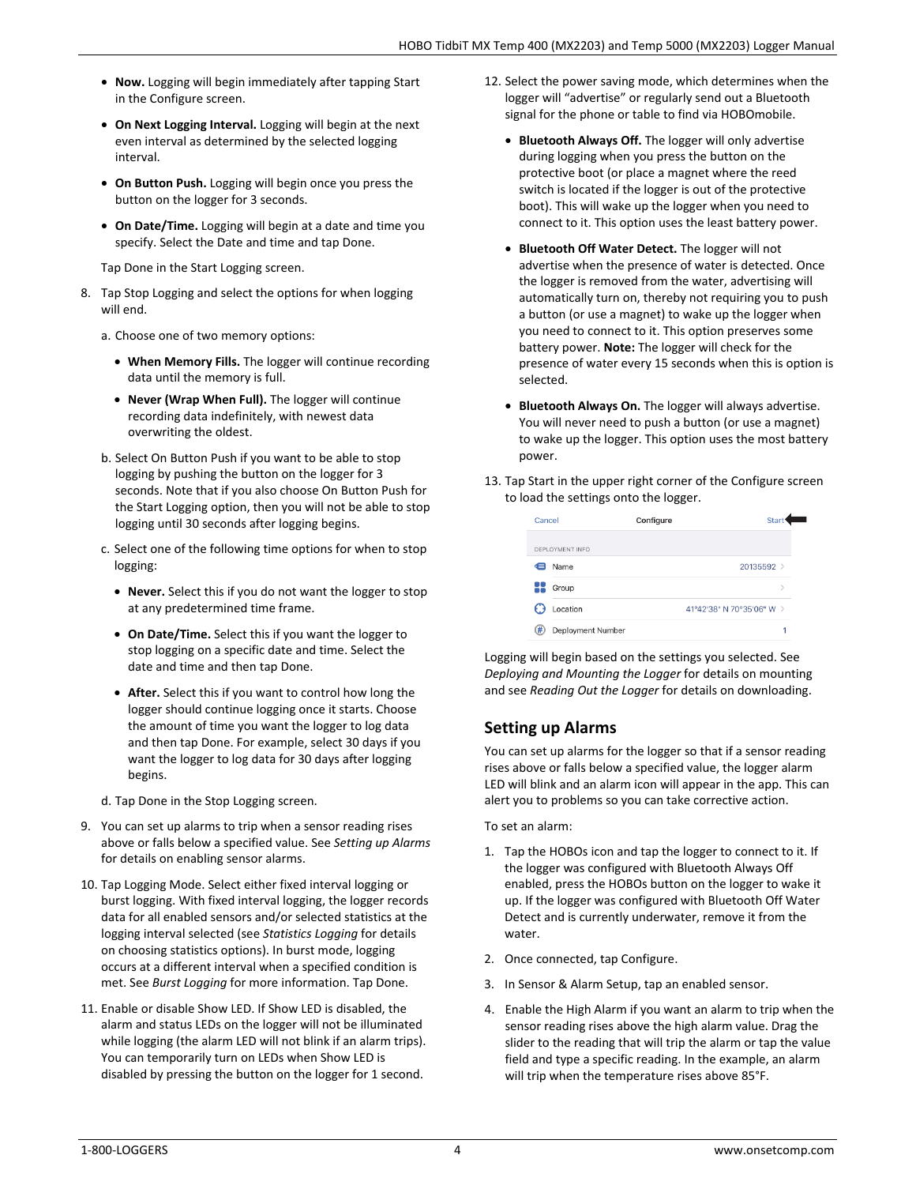- **Now.** Logging will begin immediately after tapping Start in the Configure screen.
- **On Next Logging Interval.** Logging will begin at the next even interval as determined by the selected logging interval.
- **On Button Push.** Logging will begin once you press the button on the logger for 3 seconds.
- **On Date/Time.** Logging will begin at a date and time you specify. Select the Date and time and tap Done.

Tap Done in the Start Logging screen.

8. Tap Stop Logging and select the options for when logging will end.

   a. Choose one of two memory options:

   - **When Memory Fills.** The logger will continue recording data until the memory is full.
   - **Never (Wrap When Full).** The logger will continue recording data indefinitely, with newest data overwriting the oldest.

   b. Select On Button Push if you want to be able to stop logging by pushing the button on the logger for 3 seconds. Note that if you also choose On Button Push for the Start Logging option, then you will not be able to stop logging until 30 seconds after logging begins.

   c. Select one of the following time options for when to stop logging:

   - **Never.** Select this if you do not want the logger to stop at any predetermined time frame.
   - **On Date/Time.** Select this if you want the logger to stop logging on a specific date and time. Select the date and time and then tap Done.
   - **After.** Select this if you want to control how long the logger should continue logging once it starts. Choose the amount of time you want the logger to log data and then tap Done. For example, select 30 days if you want the logger to log data for 30 days after logging begins.

   d. Tap Done in the Stop Logging screen.

9. You can set up alarms to trip when a sensor reading rises above or falls below a specified value. See *Setting up Alarms* for details on enabling sensor alarms.

10. Tap Logging Mode. Select either fixed interval logging or burst logging. With fixed interval logging, the logger records data for all enabled sensors and/or selected statistics at the logging interval selected (see *Statistics Logging* for details on choosing statistics options). In burst mode, logging occurs at a different interval when a specified condition is met. See *Burst Logging* for more information. Tap Done.

11. Enable or disable Show LED. If Show LED is disabled, the alarm and status LEDs on the logger will not be illuminated while logging (the alarm LED will not blink if an alarm trips). You can temporarily turn on LEDs when Show LED is disabled by pressing the button on the logger for 1 second.

12. Select the power saving mode, which determines when the logger will "advertise" or regularly send out a Bluetooth signal for the phone or table to find via HOBOmobile.

   - **Bluetooth Always Off.** The logger will only advertise during logging when you press the button on the protective boot (or place a magnet where the reed switch is located if the logger is out of the protective boot). This will wake up the logger when you need to connect to it. This option uses the least battery power.
   - **Bluetooth Off Water Detect.** The logger will not advertise when the presence of water is detected. Once the logger is removed from the water, advertising will automatically turn on, thereby not requiring you to push a button (or use a magnet) to wake up the logger when you need to connect to it. This option preserves some battery power. **Note:** The logger will check for the presence of water every 15 seconds when this is option is selected.
   - **Bluetooth Always On.** The logger will always advertise. You will never need to push a button (or use a magnet) to wake up the logger. This option uses the most battery power.

13. Tap Start in the upper right corner of the Configure screen to load the settings onto the logger.

| Cancel | Configure | Start |
|---|---|---|
| DEPLOYMENT INFO | | |
| Name | | 20135592 |
| Group | | |
| Location | | 41°42'38" N 70°35'06" W |
| Deployment Number | | 1 |

Logging will begin based on the settings you selected. See *Deploying and Mounting the Logger* for details on mounting and see *Reading Out the Logger* for details on downloading.

## Setting up Alarms

You can set up alarms for the logger so that if a sensor reading rises above or falls below a specified value, the logger alarm LED will blink and an alarm icon will appear in the app. This can alert you to problems so you can take corrective action.

To set an alarm:

1. Tap the HOBOs icon and tap the logger to connect to it. If the logger was configured with Bluetooth Always Off enabled, press the HOBOs button on the logger to wake it up. If the logger was configured with Bluetooth Off Water Detect and is currently underwater, remove it from the water.
2. Once connected, tap Configure.
3. In Sensor & Alarm Setup, tap an enabled sensor.
4. Enable the High Alarm if you want an alarm to trip when the sensor reading rises above the high alarm value. Drag the slider to the reading that will trip the alarm or tap the value field and type a specific reading. In the example, an alarm will trip when the temperature rises above 85°F.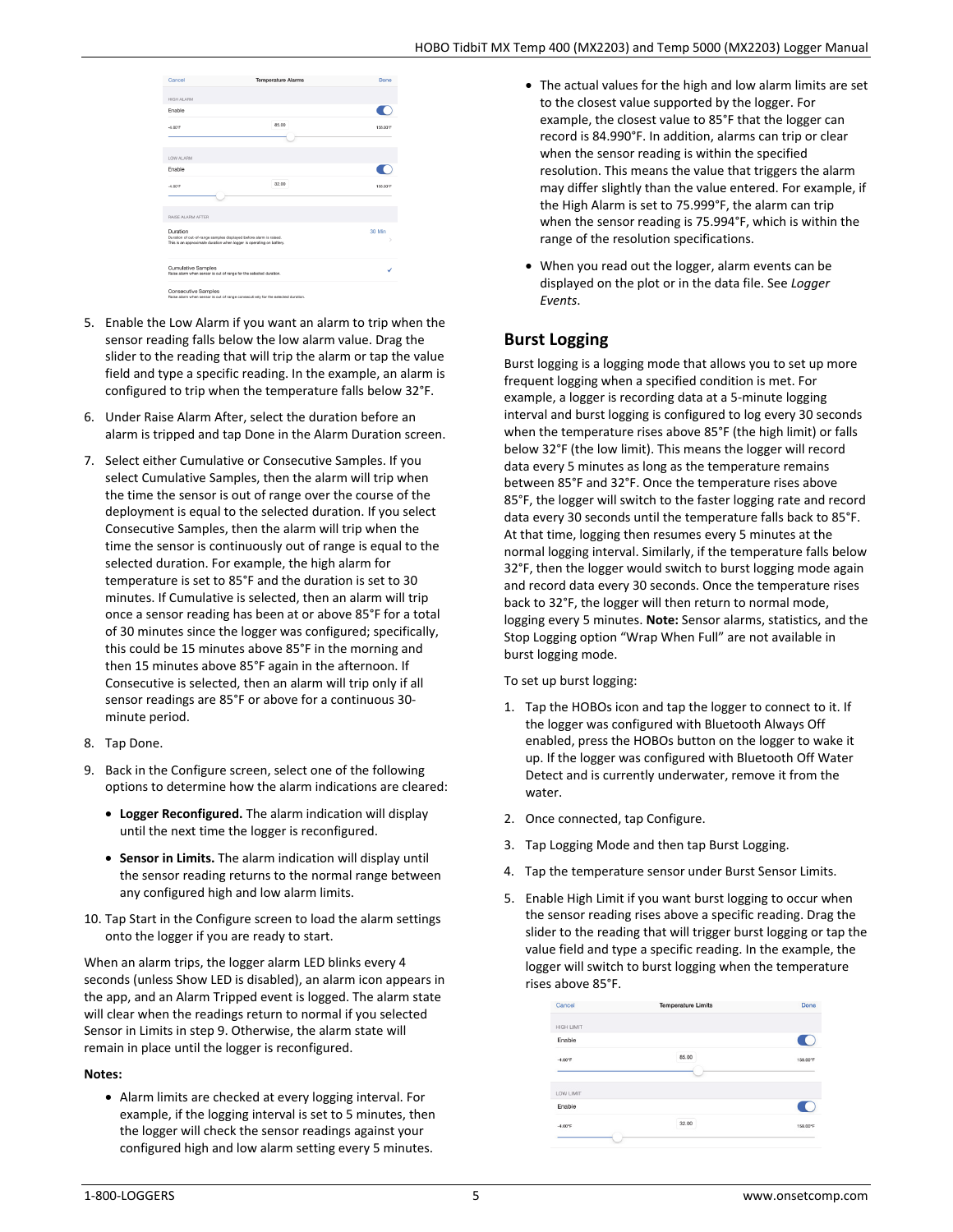5. Enable the Low Alarm if you want an alarm to trip when the sensor reading falls below the low alarm value. Drag the slider to the reading that will trip the alarm or tap the value field and type a specific reading. In the example, an alarm is configured to trip when the temperature falls below 32°F.

6. Under Raise Alarm After, select the duration before an alarm is tripped and tap Done in the Alarm Duration screen.

7. Select either Cumulative or Consecutive Samples. If you select Cumulative Samples, then the alarm will trip when the time the sensor is out of range over the course of the deployment is equal to the selected duration. If you select Consecutive Samples, then the alarm will trip when the time the sensor is continuously out of range is equal to the selected duration. For example, the high alarm for temperature is set to 85°F and the duration is set to 30 minutes. If Cumulative is selected, then an alarm will trip once a sensor reading has been at or above 85°F for a total of 30 minutes since the logger was configured; specifically, this could be 15 minutes above 85°F in the morning and then 15 minutes above 85°F again in the afternoon. If Consecutive is selected, then an alarm will trip only if all sensor readings are 85°F or above for a continuous 30-minute period.

8. Tap Done.

9. Back in the Configure screen, select one of the following options to determine how the alarm indications are cleared:
   - **Logger Reconfigured.** The alarm indication will display until the next time the logger is reconfigured.
   - **Sensor in Limits.** The alarm indication will display until the sensor reading returns to the normal range between any configured high and low alarm limits.

10. Tap Start in the Configure screen to load the alarm settings onto the logger if you are ready to start.

When an alarm trips, the logger alarm LED blinks every 4 seconds (unless Show LED is disabled), an alarm icon appears in the app, and an Alarm Tripped event is logged. The alarm state will clear when the readings return to normal if you selected Sensor in Limits in step 9. Otherwise, the alarm state will remain in place until the logger is reconfigured.

**Notes:**

- Alarm limits are checked at every logging interval. For example, if the logging interval is set to 5 minutes, then the logger will check the sensor readings against your configured high and low alarm setting every 5 minutes.
- The actual values for the high and low alarm limits are set to the closest value supported by the logger. For example, the closest value to 85°F that the logger can record is 84.990°F. In addition, alarms can trip or clear when the sensor reading is within the specified resolution. This means the value that triggers the alarm may differ slightly than the value entered. For example, if the High Alarm is set to 75.999°F, the alarm can trip when the sensor reading is 75.994°F, which is within the range of the resolution specifications.
- When you read out the logger, alarm events can be displayed on the plot or in the data file. See *Logger Events*.

## Burst Logging

Burst logging is a logging mode that allows you to set up more frequent logging when a specified condition is met. For example, a logger is recording data at a 5-minute logging interval and burst logging is configured to log every 30 seconds when the temperature rises above 85°F (the high limit) or falls below 32°F (the low limit). This means the logger will record data every 5 minutes as long as the temperature remains between 85°F and 32°F. Once the temperature rises above 85°F, the logger will switch to the faster logging rate and record data every 30 seconds until the temperature falls back to 85°F. At that time, logging then resumes every 5 minutes at the normal logging interval. Similarly, if the temperature falls below 32°F, then the logger would switch to burst logging mode again and record data every 30 seconds. Once the temperature rises back to 32°F, the logger will then return to normal mode, logging every 5 minutes. **Note:** Sensor alarms, statistics, and the Stop Logging option "Wrap When Full" are not available in burst logging mode.

To set up burst logging:

1. Tap the HOBOs icon and tap the logger to connect to it. If the logger was configured with Bluetooth Always Off enabled, press the HOBOs button on the logger to wake it up. If the logger was configured with Bluetooth Off Water Detect and is currently underwater, remove it from the water.

2. Once connected, tap Configure.

3. Tap Logging Mode and then tap Burst Logging.

4. Tap the temperature sensor under Burst Sensor Limits.

5. Enable High Limit if you want burst logging to occur when the sensor reading rises above a specific reading. Drag the slider to the reading that will trigger burst logging or tap the value field and type a specific reading. In the example, the logger will switch to burst logging when the temperature rises above 85°F.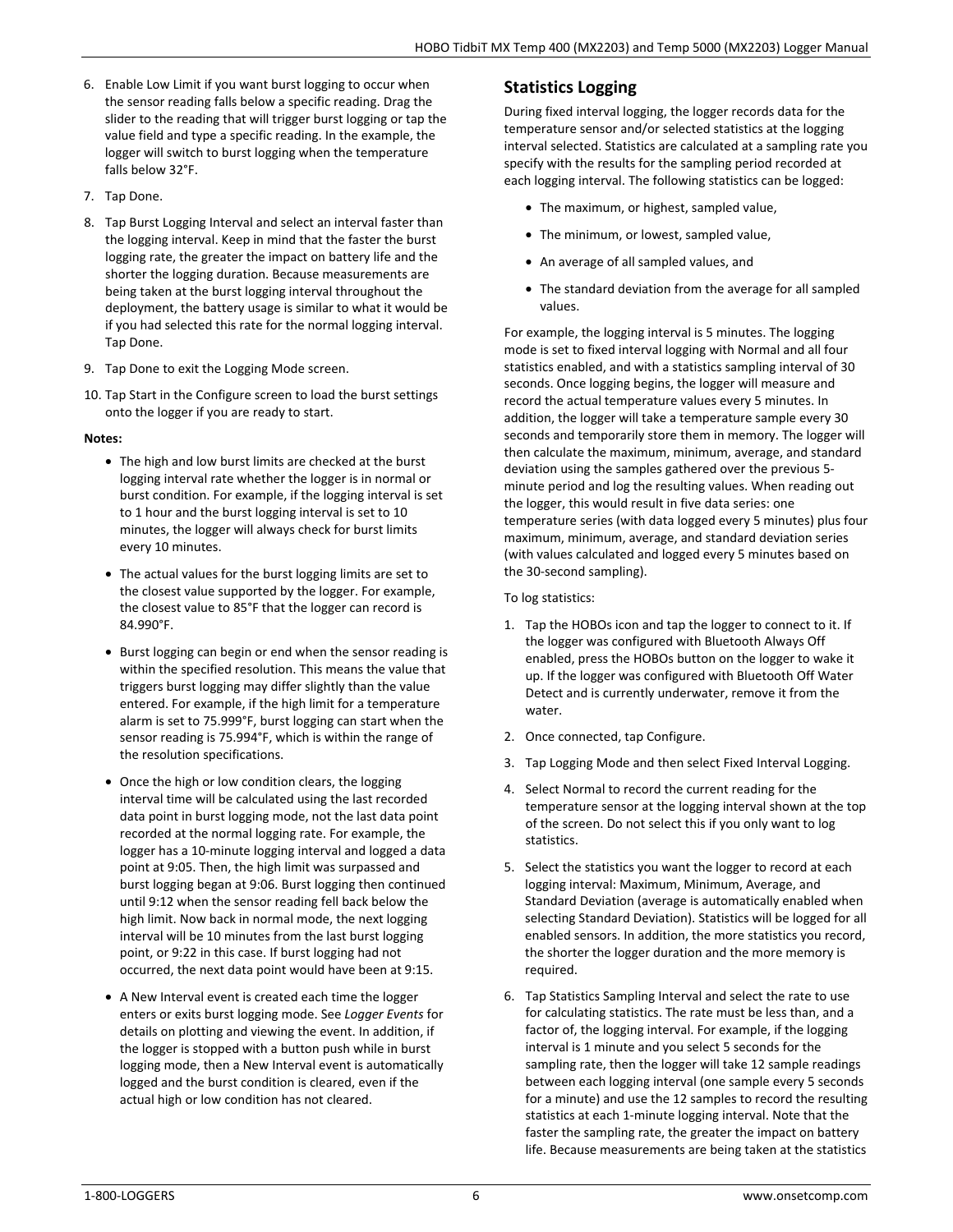6. Enable Low Limit if you want burst logging to occur when the sensor reading falls below a specific reading. Drag the slider to the reading that will trigger burst logging or tap the value field and type a specific reading. In the example, the logger will switch to burst logging when the temperature falls below 32°F.
7. Tap Done.
8. Tap Burst Logging Interval and select an interval faster than the logging interval. Keep in mind that the faster the burst logging rate, the greater the impact on battery life and the shorter the logging duration. Because measurements are being taken at the burst logging interval throughout the deployment, the battery usage is similar to what it would be if you had selected this rate for the normal logging interval. Tap Done.
9. Tap Done to exit the Logging Mode screen.
10. Tap Start in the Configure screen to load the burst settings onto the logger if you are ready to start.

**Notes:**

- The high and low burst limits are checked at the burst logging interval rate whether the logger is in normal or burst condition. For example, if the logging interval is set to 1 hour and the burst logging interval is set to 10 minutes, the logger will always check for burst limits every 10 minutes.
- The actual values for the burst logging limits are set to the closest value supported by the logger. For example, the closest value to 85°F that the logger can record is 84.990°F.
- Burst logging can begin or end when the sensor reading is within the specified resolution. This means the value that triggers burst logging may differ slightly than the value entered. For example, if the high limit for a temperature alarm is set to 75.999°F, burst logging can start when the sensor reading is 75.994°F, which is within the range of the resolution specifications.
- Once the high or low condition clears, the logging interval time will be calculated using the last recorded data point in burst logging mode, not the last data point recorded at the normal logging rate. For example, the logger has a 10-minute logging interval and logged a data point at 9:05. Then, the high limit was surpassed and burst logging began at 9:06. Burst logging then continued until 9:12 when the sensor reading fell back below the high limit. Now back in normal mode, the next logging interval will be 10 minutes from the last burst logging point, or 9:22 in this case. If burst logging had not occurred, the next data point would have been at 9:15.
- A New Interval event is created each time the logger enters or exits burst logging mode. See *Logger Events* for details on plotting and viewing the event. In addition, if the logger is stopped with a button push while in burst logging mode, then a New Interval event is automatically logged and the burst condition is cleared, even if the actual high or low condition has not cleared.

## Statistics Logging

During fixed interval logging, the logger records data for the temperature sensor and/or selected statistics at the logging interval selected. Statistics are calculated at a sampling rate you specify with the results for the sampling period recorded at each logging interval. The following statistics can be logged:

- The maximum, or highest, sampled value,
- The minimum, or lowest, sampled value,
- An average of all sampled values, and
- The standard deviation from the average for all sampled values.

For example, the logging interval is 5 minutes. The logging mode is set to fixed interval logging with Normal and all four statistics enabled, and with a statistics sampling interval of 30 seconds. Once logging begins, the logger will measure and record the actual temperature values every 5 minutes. In addition, the logger will take a temperature sample every 30 seconds and temporarily store them in memory. The logger will then calculate the maximum, minimum, average, and standard deviation using the samples gathered over the previous 5-minute period and log the resulting values. When reading out the logger, this would result in five data series: one temperature series (with data logged every 5 minutes) plus four maximum, minimum, average, and standard deviation series (with values calculated and logged every 5 minutes based on the 30-second sampling).

To log statistics:

1. Tap the HOBOs icon and tap the logger to connect to it. If the logger was configured with Bluetooth Always Off enabled, press the HOBOs button on the logger to wake it up. If the logger was configured with Bluetooth Off Water Detect and is currently underwater, remove it from the water.
2. Once connected, tap Configure.
3. Tap Logging Mode and then select Fixed Interval Logging.
4. Select Normal to record the current reading for the temperature sensor at the logging interval shown at the top of the screen. Do not select this if you only want to log statistics.
5. Select the statistics you want the logger to record at each logging interval: Maximum, Minimum, Average, and Standard Deviation (average is automatically enabled when selecting Standard Deviation). Statistics will be logged for all enabled sensors. In addition, the more statistics you record, the shorter the logger duration and the more memory is required.
6. Tap Statistics Sampling Interval and select the rate to use for calculating statistics. The rate must be less than, and a factor of, the logging interval. For example, if the logging interval is 1 minute and you select 5 seconds for the sampling rate, then the logger will take 12 sample readings between each logging interval (one sample every 5 seconds for a minute) and use the 12 samples to record the resulting statistics at each 1-minute logging interval. Note that the faster the sampling rate, the greater the impact on battery life. Because measurements are being taken at the statistics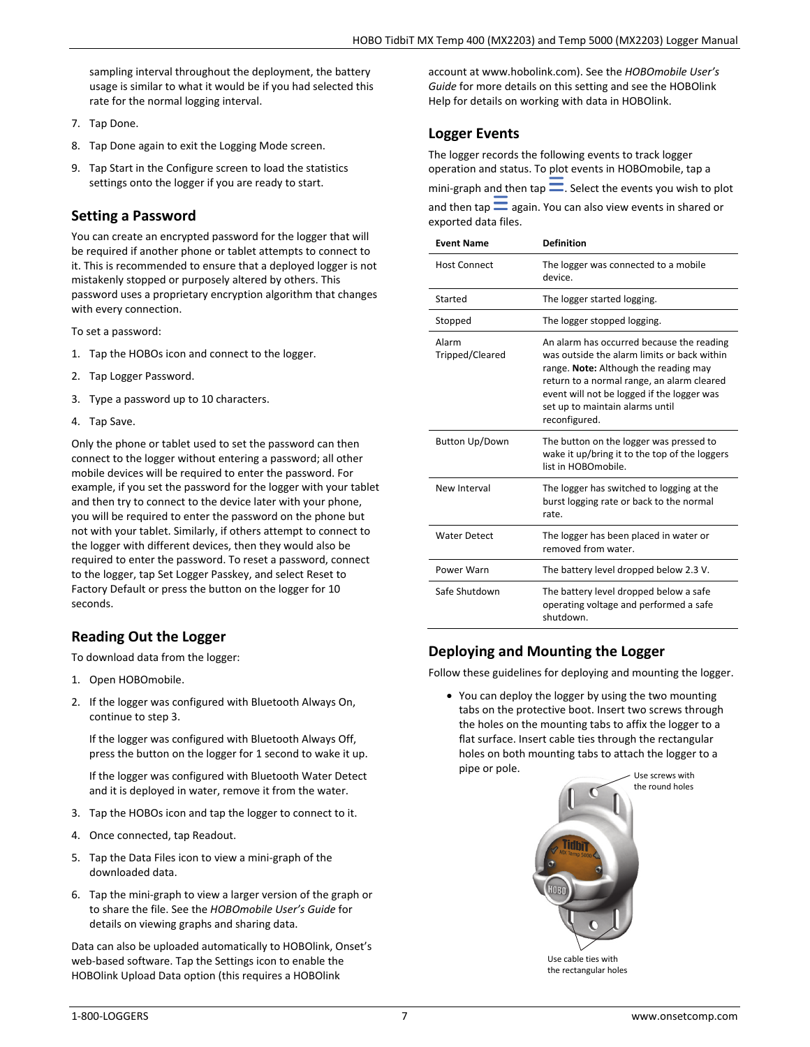sampling interval throughout the deployment, the battery usage is similar to what it would be if you had selected this rate for the normal logging interval.

7. Tap Done.
8. Tap Done again to exit the Logging Mode screen.
9. Tap Start in the Configure screen to load the statistics settings onto the logger if you are ready to start.

## Setting a Password

You can create an encrypted password for the logger that will be required if another phone or tablet attempts to connect to it. This is recommended to ensure that a deployed logger is not mistakenly stopped or purposely altered by others. This password uses a proprietary encryption algorithm that changes with every connection.

To set a password:

1. Tap the HOBOs icon and connect to the logger.
2. Tap Logger Password.
3. Type a password up to 10 characters.
4. Tap Save.

Only the phone or tablet used to set the password can then connect to the logger without entering a password; all other mobile devices will be required to enter the password. For example, if you set the password for the logger with your tablet and then try to connect to the device later with your phone, you will be required to enter the password on the phone but not with your tablet. Similarly, if others attempt to connect to the logger with different devices, then they would also be required to enter the password. To reset a password, connect to the logger, tap Set Logger Passkey, and select Reset to Factory Default or press the button on the logger for 10 seconds.

## Reading Out the Logger

To download data from the logger:

1. Open HOBOmobile.
2. If the logger was configured with Bluetooth Always On, continue to step 3.

   If the logger was configured with Bluetooth Always Off, press the button on the logger for 1 second to wake it up.

   If the logger was configured with Bluetooth Water Detect and it is deployed in water, remove it from the water.
3. Tap the HOBOs icon and tap the logger to connect to it.
4. Once connected, tap Readout.
5. Tap the Data Files icon to view a mini-graph of the downloaded data.
6. Tap the mini-graph to view a larger version of the graph or to share the file. See the *HOBOmobile User's Guide* for details on viewing graphs and sharing data.

Data can also be uploaded automatically to HOBOlink, Onset's web-based software. Tap the Settings icon to enable the HOBOlink Upload Data option (this requires a HOBOlink account at www.hobolink.com). See the *HOBOmobile User's Guide* for more details on this setting and see the HOBOlink Help for details on working with data in HOBOlink.

## Logger Events

The logger records the following events to track logger operation and status. To plot events in HOBOmobile, tap a mini-graph and then tap ☰. Select the events you wish to plot and then tap ☰ again. You can also view events in shared or exported data files.

| Event Name | Definition |
|---|---|
| Host Connect | The logger was connected to a mobile device. |
| Started | The logger started logging. |
| Stopped | The logger stopped logging. |
| Alarm Tripped/Cleared | An alarm has occurred because the reading was outside the alarm limits or back within range. **Note:** Although the reading may return to a normal range, an alarm cleared event will not be logged if the logger was set up to maintain alarms until reconfigured. |
| Button Up/Down | The button on the logger was pressed to wake it up/bring it to the top of the loggers list in HOBOmobile. |
| New Interval | The logger has switched to logging at the burst logging rate or back to the normal rate. |
| Water Detect | The logger has been placed in water or removed from water. |
| Power Warn | The battery level dropped below 2.3 V. |
| Safe Shutdown | The battery level dropped below a safe operating voltage and performed a safe shutdown. |

## Deploying and Mounting the Logger

Follow these guidelines for deploying and mounting the logger.

- You can deploy the logger by using the two mounting tabs on the protective boot. Insert two screws through the holes on the mounting tabs to affix the logger to a flat surface. Insert cable ties through the rectangular holes on both mounting tabs to attach the logger to a pipe or pole.

Use screws with the round holes

Use cable ties with the rectangular holes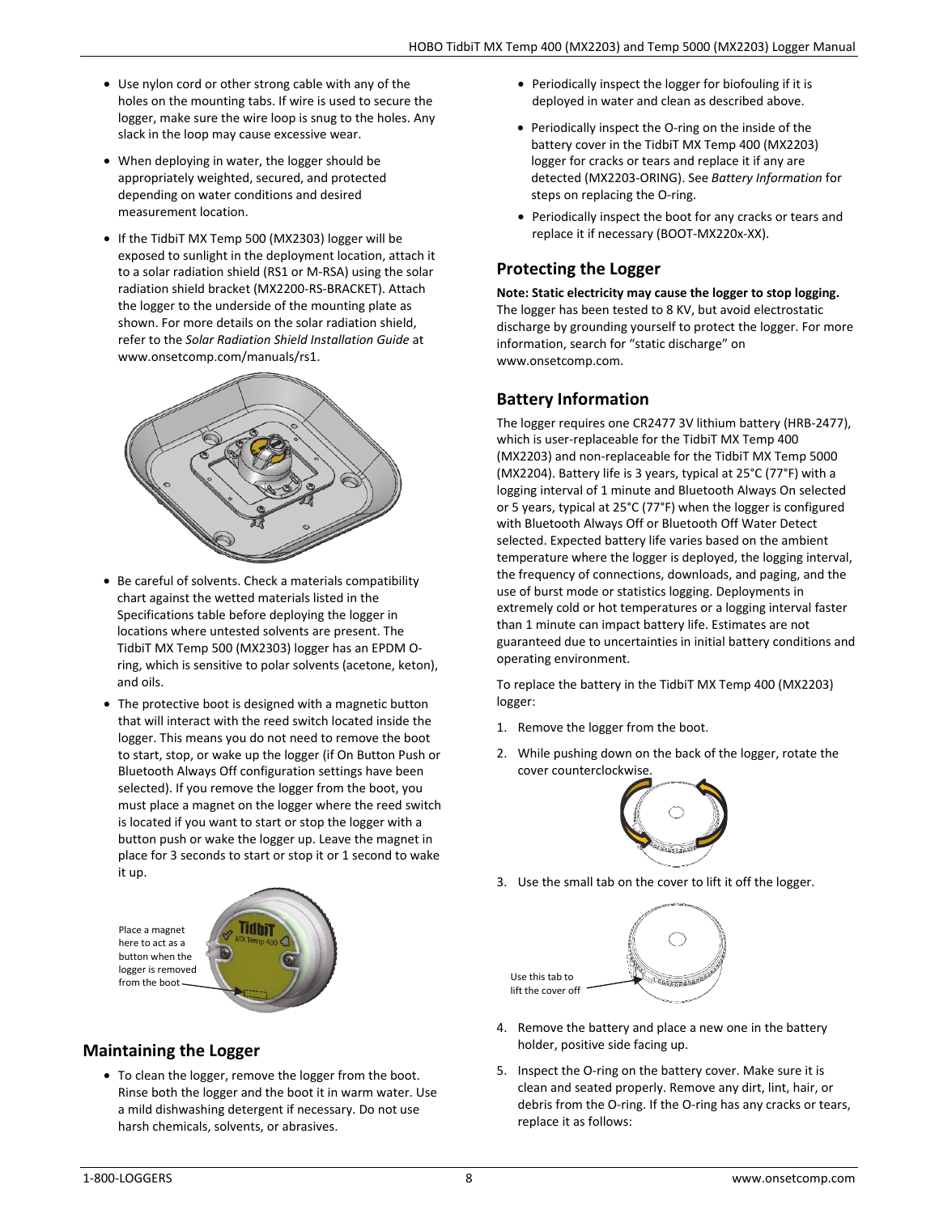- Use nylon cord or other strong cable with any of the holes on the mounting tabs. If wire is used to secure the logger, make sure the wire loop is snug to the holes. Any slack in the loop may cause excessive wear.
- When deploying in water, the logger should be appropriately weighted, secured, and protected depending on water conditions and desired measurement location.
- If the TidbiT MX Temp 500 (MX2303) logger will be exposed to sunlight in the deployment location, attach it to a solar radiation shield (RS1 or M-RSA) using the solar radiation shield bracket (MX2200-RS-BRACKET). Attach the logger to the underside of the mounting plate as shown. For more details on the solar radiation shield, refer to the *Solar Radiation Shield Installation Guide* at www.onsetcomp.com/manuals/rs1.
- Be careful of solvents. Check a materials compatibility chart against the wetted materials listed in the Specifications table before deploying the logger in locations where untested solvents are present. The TidbiT MX Temp 500 (MX2303) logger has an EPDM O-ring, which is sensitive to polar solvents (acetone, keton), and oils.
- The protective boot is designed with a magnetic button that will interact with the reed switch located inside the logger. This means you do not need to remove the boot to start, stop, or wake up the logger (if On Button Push or Bluetooth Always Off configuration settings have been selected). If you remove the logger from the boot, you must place a magnet on the logger where the reed switch is located if you want to start or stop the logger with a button push or wake the logger up. Leave the magnet in place for 3 seconds to start or stop it or 1 second to wake it up.

Place a magnet here to act as a button when the logger is removed from the boot

## Maintaining the Logger

- To clean the logger, remove the logger from the boot. Rinse both the logger and the boot it in warm water. Use a mild dishwashing detergent if necessary. Do not use harsh chemicals, solvents, or abrasives.
- Periodically inspect the logger for biofouling if it is deployed in water and clean as described above.
- Periodically inspect the O-ring on the inside of the battery cover in the TidbiT MX Temp 400 (MX2203) logger for cracks or tears and replace it if any are detected (MX2203-ORING). See *Battery Information* for steps on replacing the O-ring.
- Periodically inspect the boot for any cracks or tears and replace it if necessary (BOOT-MX220x-XX).

## Protecting the Logger

**Note: Static electricity may cause the logger to stop logging.** The logger has been tested to 8 KV, but avoid electrostatic discharge by grounding yourself to protect the logger. For more information, search for "static discharge" on www.onsetcomp.com.

## Battery Information

The logger requires one CR2477 3V lithium battery (HRB-2477), which is user-replaceable for the TidbiT MX Temp 400 (MX2203) and non-replaceable for the TidbiT MX Temp 5000 (MX2204). Battery life is 3 years, typical at 25°C (77°F) with a logging interval of 1 minute and Bluetooth Always On selected or 5 years, typical at 25°C (77°F) when the logger is configured with Bluetooth Always Off or Bluetooth Off Water Detect selected. Expected battery life varies based on the ambient temperature where the logger is deployed, the logging interval, the frequency of connections, downloads, and paging, and the use of burst mode or statistics logging. Deployments in extremely cold or hot temperatures or a logging interval faster than 1 minute can impact battery life. Estimates are not guaranteed due to uncertainties in initial battery conditions and operating environment.

To replace the battery in the TidbiT MX Temp 400 (MX2203) logger:

1. Remove the logger from the boot.
2. While pushing down on the back of the logger, rotate the cover counterclockwise.
3. Use the small tab on the cover to lift it off the logger.

   Use this tab to lift the cover off

4. Remove the battery and place a new one in the battery holder, positive side facing up.
5. Inspect the O-ring on the battery cover. Make sure it is clean and seated properly. Remove any dirt, lint, hair, or debris from the O-ring. If the O-ring has any cracks or tears, replace it as follows: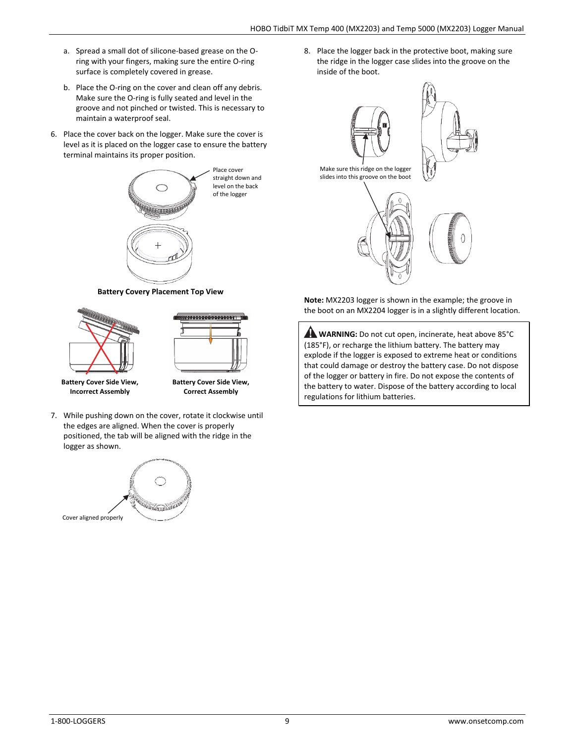a. Spread a small dot of silicone-based grease on the O-ring with your fingers, making sure the entire O-ring surface is completely covered in grease.

b. Place the O-ring on the cover and clean off any debris. Make sure the O-ring is fully seated and level in the groove and not pinched or twisted. This is necessary to maintain a waterproof seal.

6. Place the cover back on the logger. Make sure the cover is level as it is placed on the logger case to ensure the battery terminal maintains its proper position.

Place cover straight down and level on the back of the logger

**Battery Covery Placement Top View**

**Battery Cover Side View, Incorrect Assembly**

**Battery Cover Side View, Correct Assembly**

7. While pushing down on the cover, rotate it clockwise until the edges are aligned. When the cover is properly positioned, the tab will be aligned with the ridge in the logger as shown.

Cover aligned properly

8. Place the logger back in the protective boot, making sure the ridge in the logger case slides into the groove on the inside of the boot.

Make sure this ridge on the logger slides into this groove on the boot

**Note:** MX2203 logger is shown in the example; the groove in the boot on an MX2204 logger is in a slightly different location.

**WARNING:** Do not cut open, incinerate, heat above 85°C (185°F), or recharge the lithium battery. The battery may explode if the logger is exposed to extreme heat or conditions that could damage or destroy the battery case. Do not dispose of the logger or battery in fire. Do not expose the contents of the battery to water. Dispose of the battery according to local regulations for lithium batteries.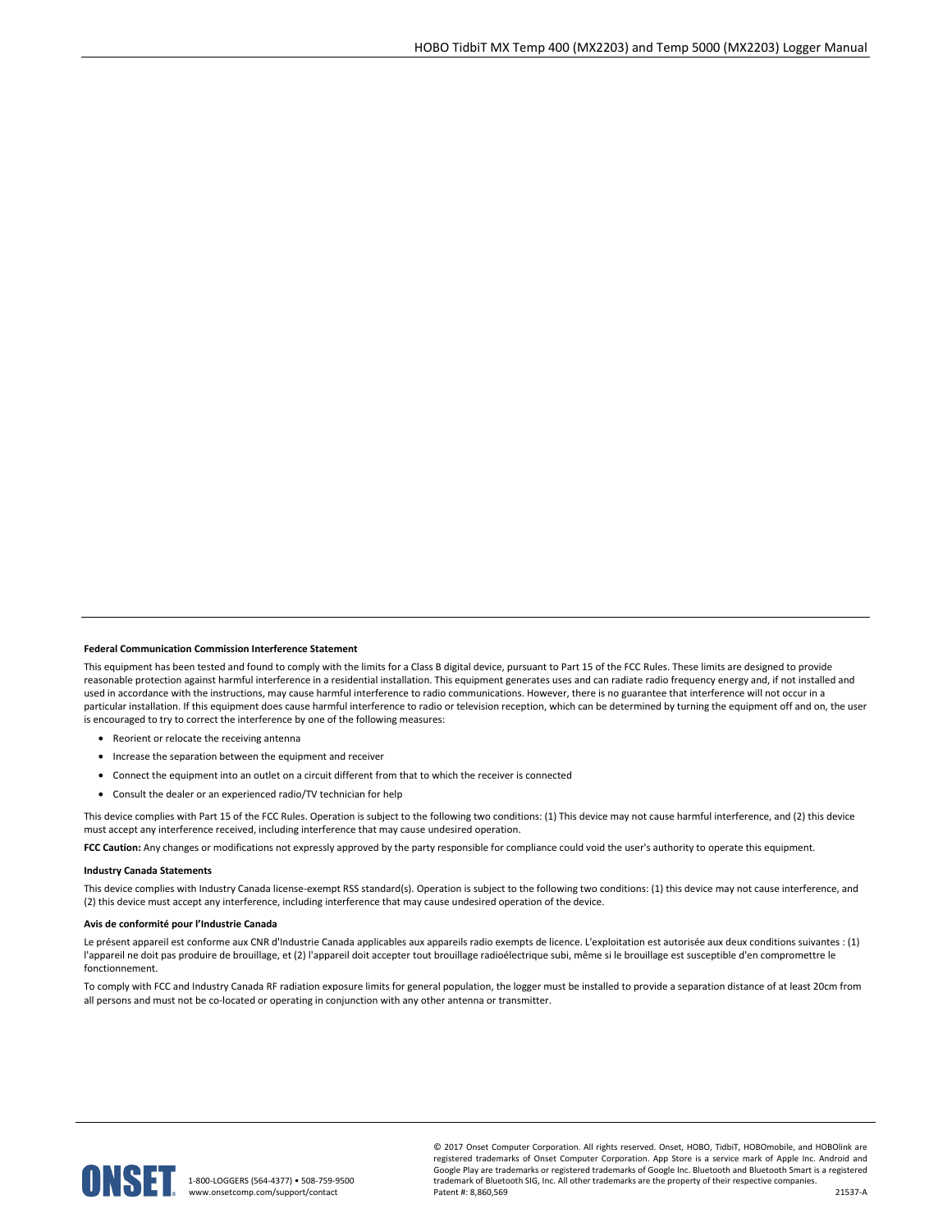**Federal Communication Commission Interference Statement**

This equipment has been tested and found to comply with the limits for a Class B digital device, pursuant to Part 15 of the FCC Rules. These limits are designed to provide reasonable protection against harmful interference in a residential installation. This equipment generates uses and can radiate radio frequency energy and, if not installed and used in accordance with the instructions, may cause harmful interference to radio communications. However, there is no guarantee that interference will not occur in a particular installation. If this equipment does cause harmful interference to radio or television reception, which can be determined by turning the equipment off and on, the user is encouraged to try to correct the interference by one of the following measures:

- Reorient or relocate the receiving antenna
- Increase the separation between the equipment and receiver
- Connect the equipment into an outlet on a circuit different from that to which the receiver is connected
- Consult the dealer or an experienced radio/TV technician for help

This device complies with Part 15 of the FCC Rules. Operation is subject to the following two conditions: (1) This device may not cause harmful interference, and (2) this device must accept any interference received, including interference that may cause undesired operation.

**FCC Caution:** Any changes or modifications not expressly approved by the party responsible for compliance could void the user's authority to operate this equipment.

**Industry Canada Statements**

This device complies with Industry Canada license-exempt RSS standard(s). Operation is subject to the following two conditions: (1) this device may not cause interference, and (2) this device must accept any interference, including interference that may cause undesired operation of the device.

**Avis de conformité pour l'Industrie Canada**

Le présent appareil est conforme aux CNR d'Industrie Canada applicables aux appareils radio exempts de licence. L'exploitation est autorisée aux deux conditions suivantes : (1) l'appareil ne doit pas produire de brouillage, et (2) l'appareil doit accepter tout brouillage radioélectrique subi, même si le brouillage est susceptible d'en compromettre le fonctionnement.

To comply with FCC and Industry Canada RF radiation exposure limits for general population, the logger must be installed to provide a separation distance of at least 20cm from all persons and must not be co-located or operating in conjunction with any other antenna or transmitter.

ONSET

1-800-LOGGERS (564-4377) • 508-759-9500
www.onsetcomp.com/support/contact

© 2017 Onset Computer Corporation. All rights reserved. Onset, HOBO, TidbiT, HOBOmobile, and HOBOlink are registered trademarks of Onset Computer Corporation. App Store is a service mark of Apple Inc. Android and Google Play are trademarks or registered trademarks of Google Inc. Bluetooth and Bluetooth Smart is a registered trademark of Bluetooth SIG, Inc. All other trademarks are the property of their respective companies.
Patent #: 8,860,569

21537-A